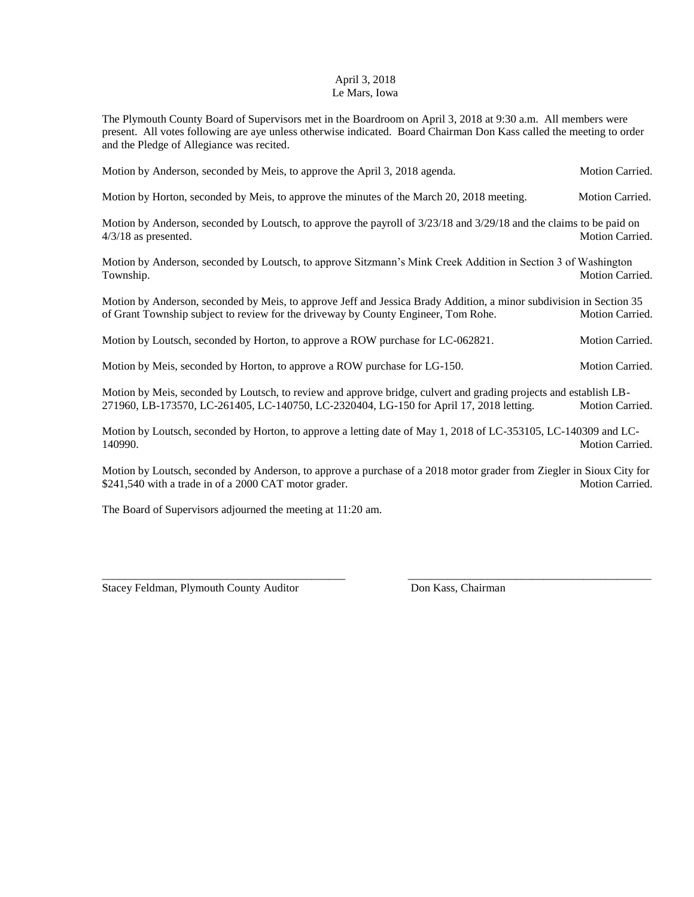April 3, 2018
Le Mars, Iowa

The Plymouth County Board of Supervisors met in the Boardroom on April 3, 2018 at 9:30 a.m. All members were present. All votes following are aye unless otherwise indicated. Board Chairman Don Kass called the meeting to order and the Pledge of Allegiance was recited.

Motion by Anderson, seconded by Meis, to approve the April 3, 2018 agenda. Motion Carried.

Motion by Horton, seconded by Meis, to approve the minutes of the March 20, 2018 meeting. Motion Carried.

Motion by Anderson, seconded by Loutsch, to approve the payroll of 3/23/18 and 3/29/18 and the claims to be paid on 4/3/18 as presented. Motion Carried.

Motion by Anderson, seconded by Loutsch, to approve Sitzmann's Mink Creek Addition in Section 3 of Washington Township. Motion Carried.

Motion by Anderson, seconded by Meis, to approve Jeff and Jessica Brady Addition, a minor subdivision in Section 35 of Grant Township subject to review for the driveway by County Engineer, Tom Rohe. Motion Carried.

Motion by Loutsch, seconded by Horton, to approve a ROW purchase for LC-062821. Motion Carried.

Motion by Meis, seconded by Horton, to approve a ROW purchase for LG-150. Motion Carried.

Motion by Meis, seconded by Loutsch, to review and approve bridge, culvert and grading projects and establish LB-271960, LB-173570, LC-261405, LC-140750, LC-2320404, LG-150 for April 17, 2018 letting. Motion Carried.

Motion by Loutsch, seconded by Horton, to approve a letting date of May 1, 2018 of LC-353105, LC-140309 and LC-140990. Motion Carried.

Motion by Loutsch, seconded by Anderson, to approve a purchase of a 2018 motor grader from Ziegler in Sioux City for $241,540 with a trade in of a 2000 CAT motor grader. Motion Carried.

The Board of Supervisors adjourned the meeting at 11:20 am.

\_\_\_\_\_\_\_\_\_\_\_\_\_\_\_\_\_\_\_\_\_\_\_\_\_\_\_\_\_\_\_\_\_\_\_\_\_\_\_\_\_\_\_\_ \_\_\_\_\_\_\_\_\_\_\_\_\_\_\_\_\_\_\_\_\_\_\_\_\_\_\_\_\_\_\_\_\_\_\_\_\_\_\_\_\_\_\_\_

Stacey Feldman, Plymouth County Auditor Don Kass, Chairman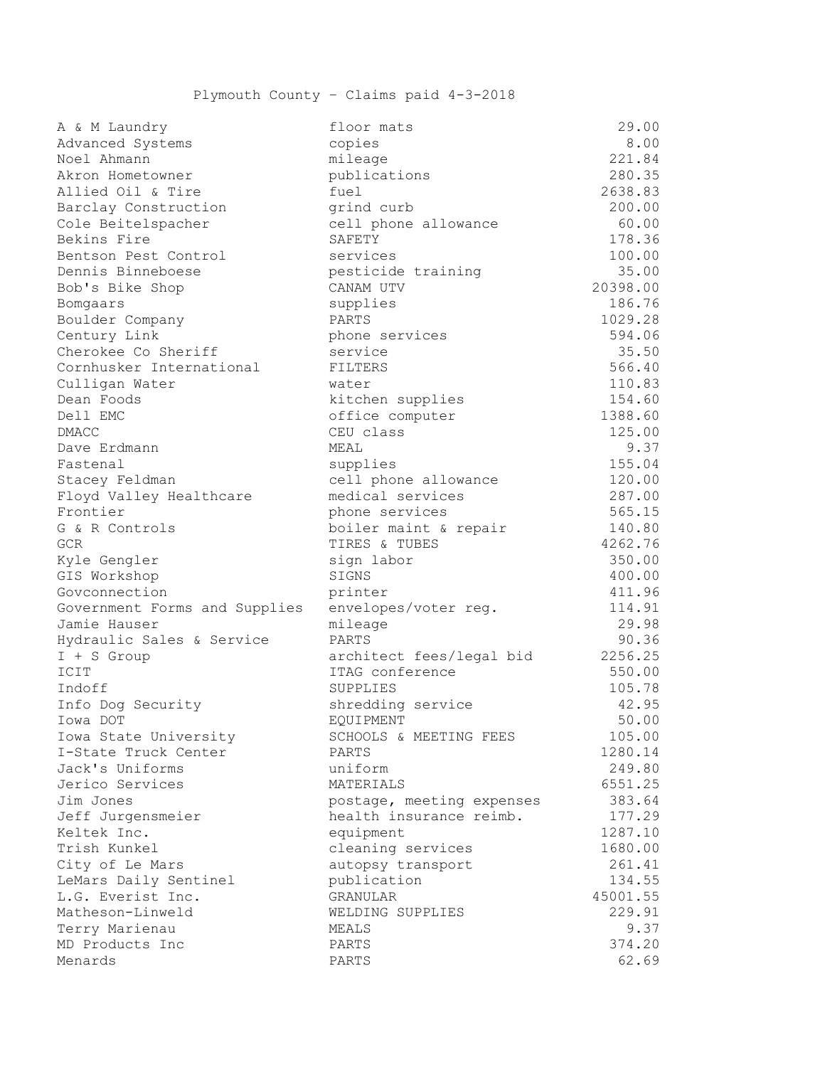Plymouth County – Claims paid 4-3-2018

| | | |
|---|---|---|
| A & M Laundry | floor mats | 29.00 |
| Advanced Systems | copies | 8.00 |
| Noel Ahmann | mileage | 221.84 |
| Akron Hometowner | publications | 280.35 |
| Allied Oil & Tire | fuel | 2638.83 |
| Barclay Construction | grind curb | 200.00 |
| Cole Beitelspacher | cell phone allowance | 60.00 |
| Bekins Fire | SAFETY | 178.36 |
| Bentson Pest Control | services | 100.00 |
| Dennis Binneboese | pesticide training | 35.00 |
| Bob's Bike Shop | CANAM UTV | 20398.00 |
| Bomgaars | supplies | 186.76 |
| Boulder Company | PARTS | 1029.28 |
| Century Link | phone services | 594.06 |
| Cherokee Co Sheriff | service | 35.50 |
| Cornhusker International | FILTERS | 566.40 |
| Culligan Water | water | 110.83 |
| Dean Foods | kitchen supplies | 154.60 |
| Dell EMC | office computer | 1388.60 |
| DMACC | CEU class | 125.00 |
| Dave Erdmann | MEAL | 9.37 |
| Fastenal | supplies | 155.04 |
| Stacey Feldman | cell phone allowance | 120.00 |
| Floyd Valley Healthcare | medical services | 287.00 |
| Frontier | phone services | 565.15 |
| G & R Controls | boiler maint & repair | 140.80 |
| GCR | TIRES & TUBES | 4262.76 |
| Kyle Gengler | sign labor | 350.00 |
| GIS Workshop | SIGNS | 400.00 |
| Govconnection | printer | 411.96 |
| Government Forms and Supplies | envelopes/voter reg. | 114.91 |
| Jamie Hauser | mileage | 29.98 |
| Hydraulic Sales & Service | PARTS | 90.36 |
| I + S Group | architect fees/legal bid | 2256.25 |
| ICIT | ITAG conference | 550.00 |
| Indoff | SUPPLIES | 105.78 |
| Info Dog Security | shredding service | 42.95 |
| Iowa DOT | EQUIPMENT | 50.00 |
| Iowa State University | SCHOOLS & MEETING FEES | 105.00 |
| I-State Truck Center | PARTS | 1280.14 |
| Jack's Uniforms | uniform | 249.80 |
| Jerico Services | MATERIALS | 6551.25 |
| Jim Jones | postage, meeting expenses | 383.64 |
| Jeff Jurgensmeier | health insurance reimb. | 177.29 |
| Keltek Inc. | equipment | 1287.10 |
| Trish Kunkel | cleaning services | 1680.00 |
| City of Le Mars | autopsy transport | 261.41 |
| LeMars Daily Sentinel | publication | 134.55 |
| L.G. Everist Inc. | GRANULAR | 45001.55 |
| Matheson-Linweld | WELDING SUPPLIES | 229.91 |
| Terry Marienau | MEALS | 9.37 |
| MD Products Inc | PARTS | 374.20 |
| Menards | PARTS | 62.69 |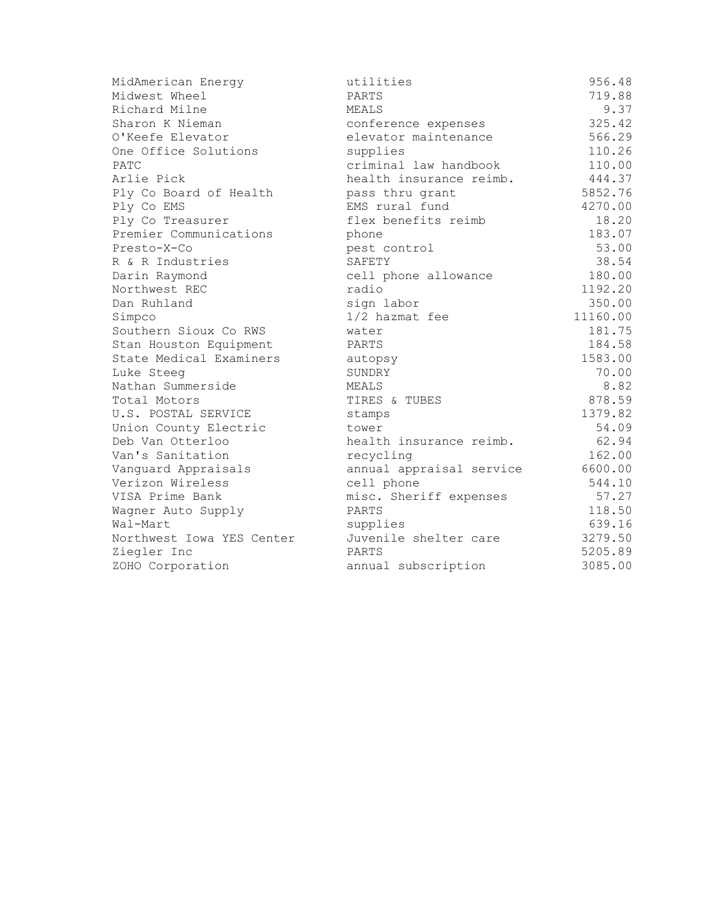| | | |
|---|---|---|
| MidAmerican Energy | utilities | 956.48 |
| Midwest Wheel | PARTS | 719.88 |
| Richard Milne | MEALS | 9.37 |
| Sharon K Nieman | conference expenses | 325.42 |
| O'Keefe Elevator | elevator maintenance | 566.29 |
| One Office Solutions | supplies | 110.26 |
| PATC | criminal law handbook | 110.00 |
| Arlie Pick | health insurance reimb. | 444.37 |
| Ply Co Board of Health | pass thru grant | 5852.76 |
| Ply Co EMS | EMS rural fund | 4270.00 |
| Ply Co Treasurer | flex benefits reimb | 18.20 |
| Premier Communications | phone | 183.07 |
| Presto-X-Co | pest control | 53.00 |
| R & R Industries | SAFETY | 38.54 |
| Darin Raymond | cell phone allowance | 180.00 |
| Northwest REC | radio | 1192.20 |
| Dan Ruhland | sign labor | 350.00 |
| Simpco | 1/2 hazmat fee | 11160.00 |
| Southern Sioux Co RWS | water | 181.75 |
| Stan Houston Equipment | PARTS | 184.58 |
| State Medical Examiners | autopsy | 1583.00 |
| Luke Steeg | SUNDRY | 70.00 |
| Nathan Summerside | MEALS | 8.82 |
| Total Motors | TIRES & TUBES | 878.59 |
| U.S. POSTAL SERVICE | stamps | 1379.82 |
| Union County Electric | tower | 54.09 |
| Deb Van Otterloo | health insurance reimb. | 62.94 |
| Van's Sanitation | recycling | 162.00 |
| Vanguard Appraisals | annual appraisal service | 6600.00 |
| Verizon Wireless | cell phone | 544.10 |
| VISA Prime Bank | misc. Sheriff expenses | 57.27 |
| Wagner Auto Supply | PARTS | 118.50 |
| Wal-Mart | supplies | 639.16 |
| Northwest Iowa YES Center | Juvenile shelter care | 3279.50 |
| Ziegler Inc | PARTS | 5205.89 |
| ZOHO Corporation | annual subscription | 3085.00 |